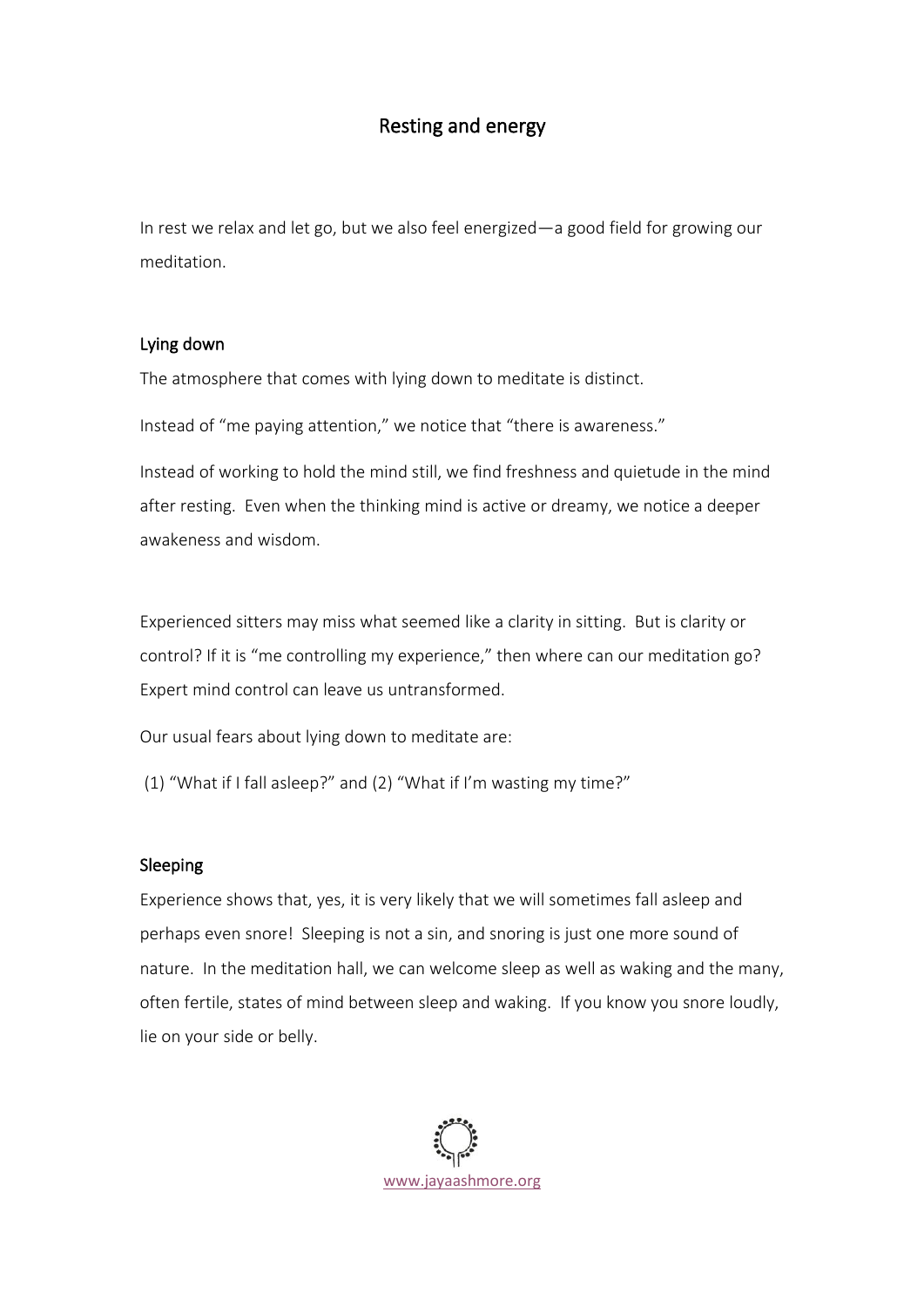# Resting and energy

In rest we relax and let go, but we also feel energized—a good field for growing our meditation.

## Lying down

The atmosphere that comes with lying down to meditate is distinct.

Instead of "me paying attention," we notice that "there is awareness."

Instead of working to hold the mind still, we find freshness and quietude in the mind after resting. Even when the thinking mind is active or dreamy, we notice a deeper awakeness and wisdom.

Experienced sitters may miss what seemed like a clarity in sitting. But is clarity or control? If it is "me controlling my experience," then where can our meditation go? Expert mind control can leave us untransformed.

Our usual fears about lying down to meditate are:

(1) "What if I fall asleep?" and (2) "What if I'm wasting my time?"

## Sleeping

Experience shows that, yes, it is very likely that we will sometimes fall asleep and perhaps even snore! Sleeping is not a sin, and snoring is just one more sound of nature. In the meditation hall, we can welcome sleep as well as waking and the many, often fertile, states of mind between sleep and waking. If you know you snore loudly, lie on your side or belly.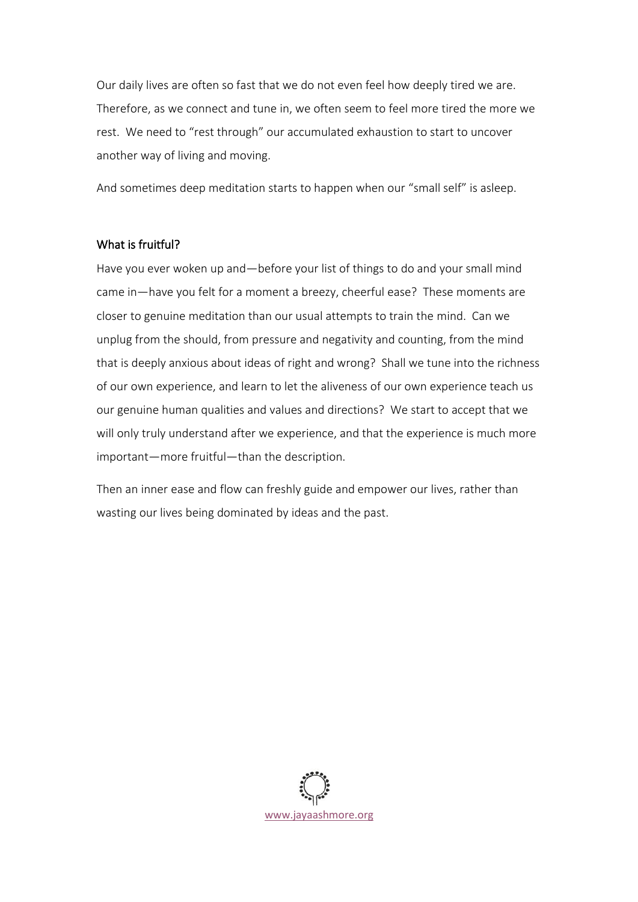Our daily lives are often so fast that we do not even feel how deeply tired we are. Therefore, as we connect and tune in, we often seem to feel more tired the more we rest. We need to "rest through" our accumulated exhaustion to start to uncover another way of living and moving.

And sometimes deep meditation starts to happen when our "small self" is asleep.

## What is fruitful?

Have you ever woken up and—before your list of things to do and your small mind came in—have you felt for a moment a breezy, cheerful ease? These moments are closer to genuine meditation than our usual attempts to train the mind. Can we unplug from the should, from pressure and negativity and counting, from the mind that is deeply anxious about ideas of right and wrong? Shall we tune into the richness of our own experience, and learn to let the aliveness of our own experience teach us our genuine human qualities and values and directions? We start to accept that we will only truly understand after we experience, and that the experience is much more important—more fruitful—than the description.

Then an inner ease and flow can freshly guide and empower our lives, rather than wasting our lives being dominated by ideas and the past.

www.jayaashmore.org